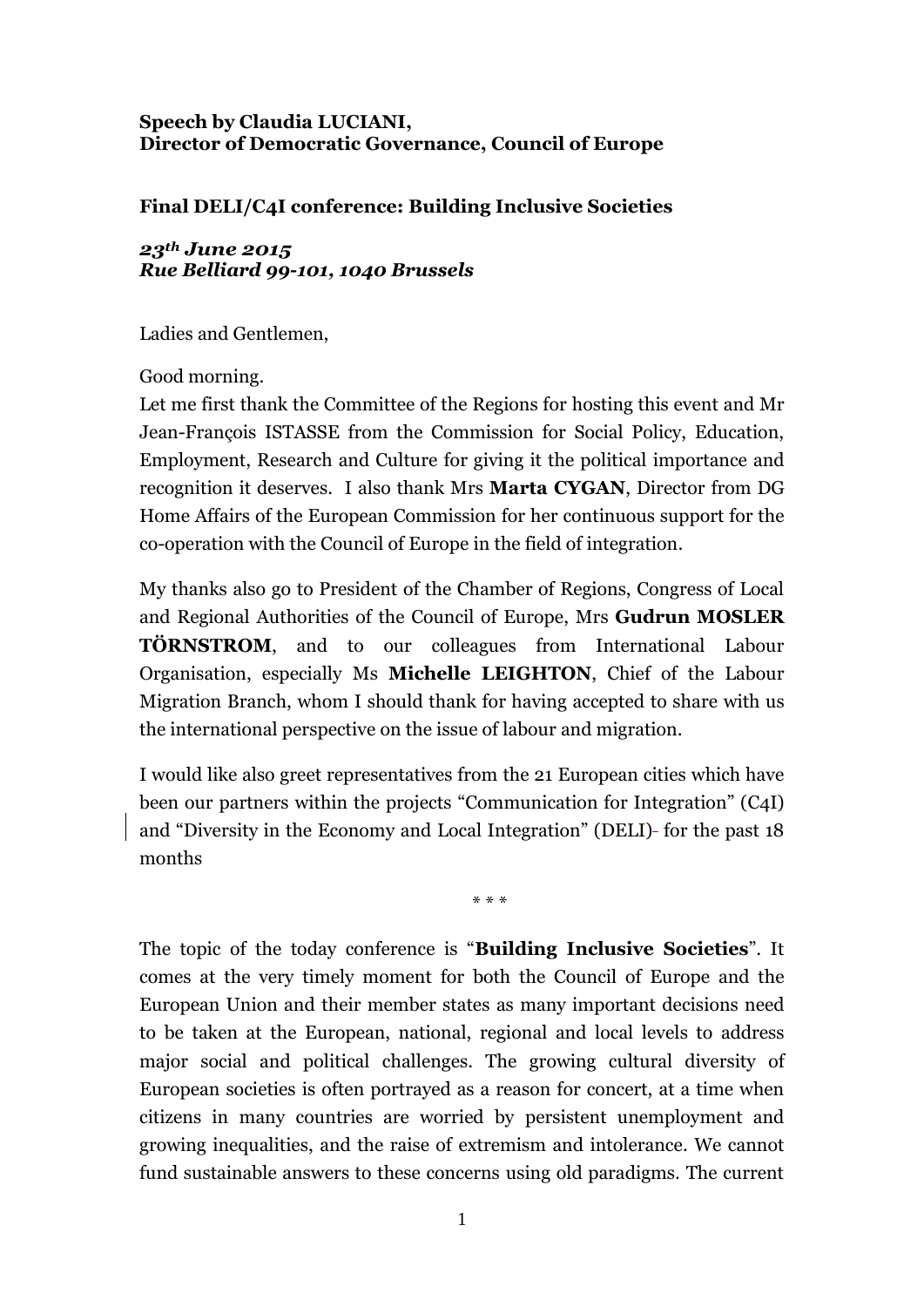**Speech by Claudia LUCIANI,**
**Director of Democratic Governance, Council of Europe**

**Final DELI/C4I conference: Building Inclusive Societies**

***23th June 2015***
***Rue Belliard 99-101, 1040 Brussels***

Ladies and Gentlemen,

Good morning.

Let me first thank the Committee of the Regions for hosting this event and Mr Jean-François ISTASSE from the Commission for Social Policy, Education, Employment, Research and Culture for giving it the political importance and recognition it deserves. I also thank Mrs **Marta CYGAN**, Director from DG Home Affairs of the European Commission for her continuous support for the co-operation with the Council of Europe in the field of integration.

My thanks also go to President of the Chamber of Regions, Congress of Local and Regional Authorities of the Council of Europe, Mrs **Gudrun MOSLER TÖRNSTROM**, and to our colleagues from International Labour Organisation, especially Ms **Michelle LEIGHTON**, Chief of the Labour Migration Branch, whom I should thank for having accepted to share with us the international perspective on the issue of labour and migration.

I would like also greet representatives from the 21 European cities which have been our partners within the projects "Communication for Integration" (C4I) and "Diversity in the Economy and Local Integration" (DELI) for the past 18 months

\* \* \*

The topic of the today conference is "**Building Inclusive Societies**". It comes at the very timely moment for both the Council of Europe and the European Union and their member states as many important decisions need to be taken at the European, national, regional and local levels to address major social and political challenges. The growing cultural diversity of European societies is often portrayed as a reason for concert, at a time when citizens in many countries are worried by persistent unemployment and growing inequalities, and the raise of extremism and intolerance. We cannot fund sustainable answers to these concerns using old paradigms. The current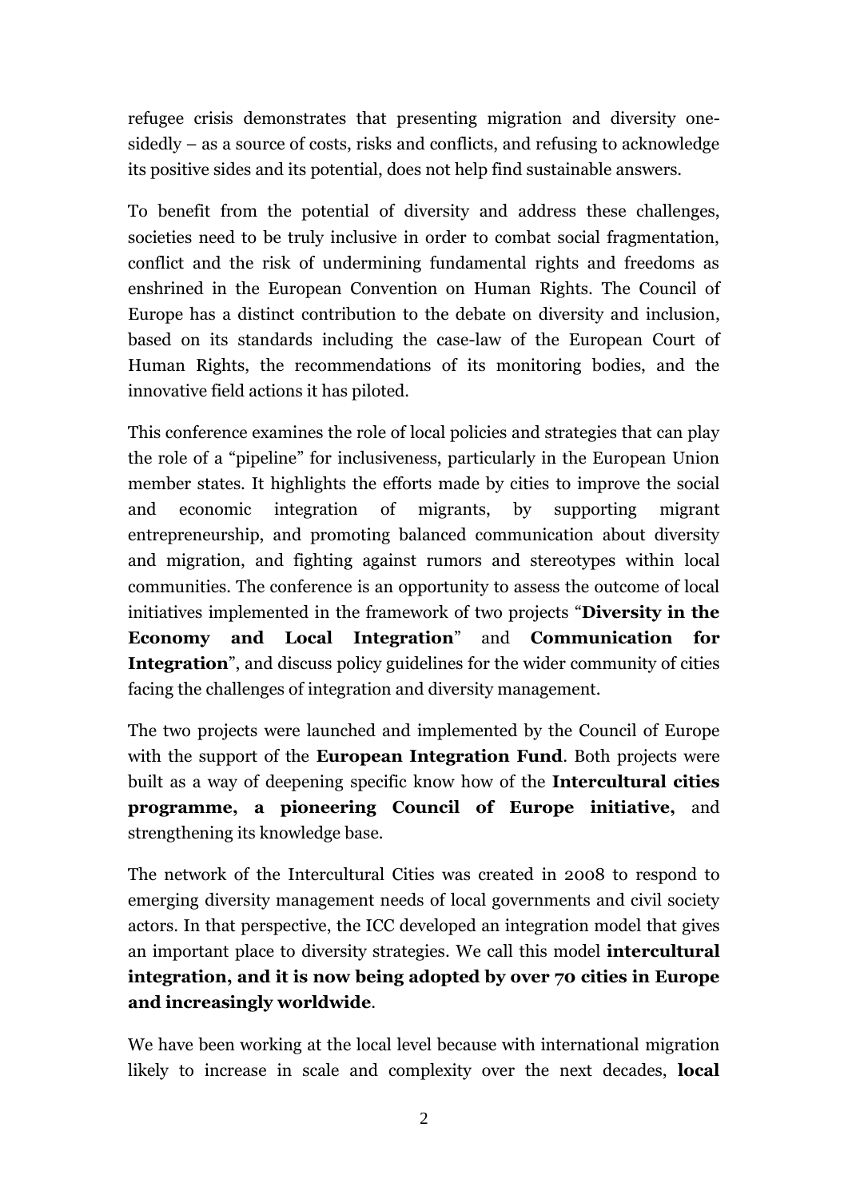refugee crisis demonstrates that presenting migration and diversity one-sidedly – as a source of costs, risks and conflicts, and refusing to acknowledge its positive sides and its potential, does not help find sustainable answers.

To benefit from the potential of diversity and address these challenges, societies need to be truly inclusive in order to combat social fragmentation, conflict and the risk of undermining fundamental rights and freedoms as enshrined in the European Convention on Human Rights. The Council of Europe has a distinct contribution to the debate on diversity and inclusion, based on its standards including the case-law of the European Court of Human Rights, the recommendations of its monitoring bodies, and the innovative field actions it has piloted.

This conference examines the role of local policies and strategies that can play the role of a "pipeline" for inclusiveness, particularly in the European Union member states. It highlights the efforts made by cities to improve the social and economic integration of migrants, by supporting migrant entrepreneurship, and promoting balanced communication about diversity and migration, and fighting against rumors and stereotypes within local communities. The conference is an opportunity to assess the outcome of local initiatives implemented in the framework of two projects "**Diversity in the Economy and Local Integration**" and **Communication for Integration**", and discuss policy guidelines for the wider community of cities facing the challenges of integration and diversity management.

The two projects were launched and implemented by the Council of Europe with the support of the **European Integration Fund**. Both projects were built as a way of deepening specific know how of the **Intercultural cities programme, a pioneering Council of Europe initiative,** and strengthening its knowledge base.

The network of the Intercultural Cities was created in 2008 to respond to emerging diversity management needs of local governments and civil society actors. In that perspective, the ICC developed an integration model that gives an important place to diversity strategies. We call this model **intercultural integration, and it is now being adopted by over 70 cities in Europe and increasingly worldwide**.

We have been working at the local level because with international migration likely to increase in scale and complexity over the next decades, **local**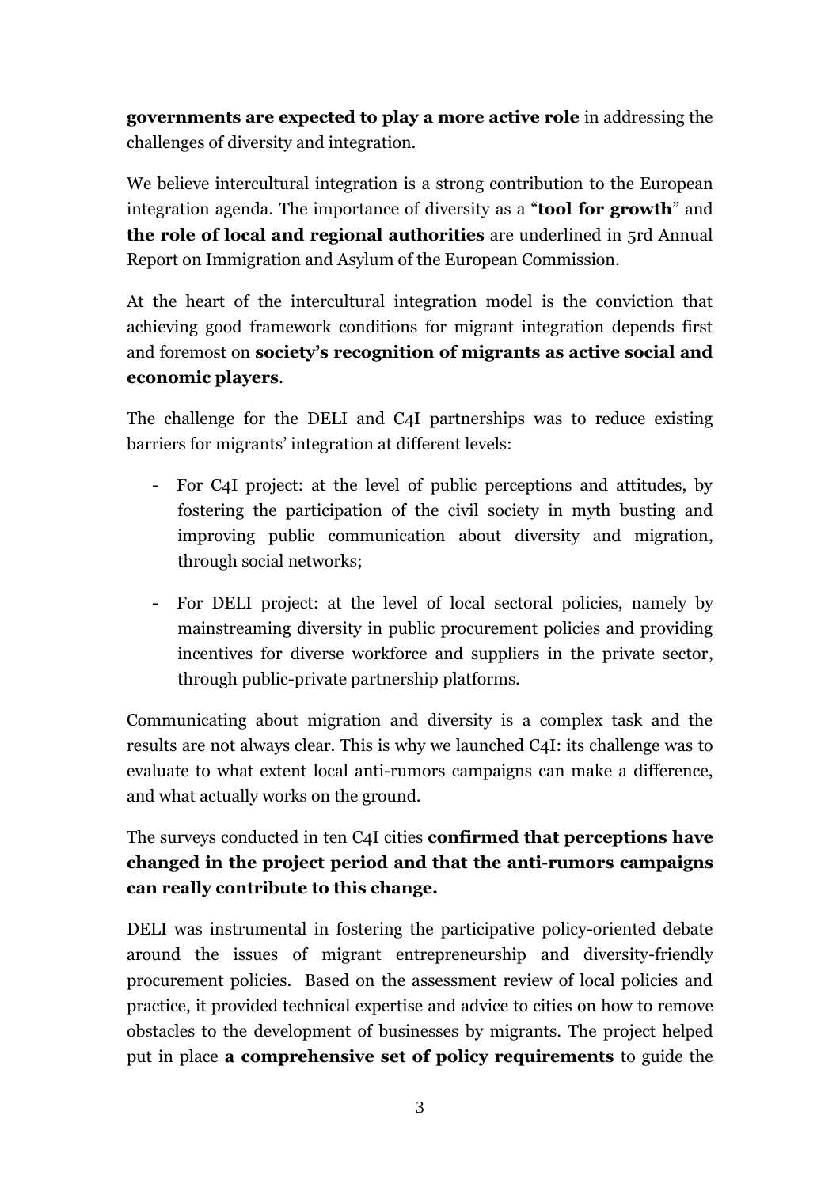**governments are expected to play a more active role** in addressing the challenges of diversity and integration.

We believe intercultural integration is a strong contribution to the European integration agenda. The importance of diversity as a "**tool for growth**" and **the role of local and regional authorities** are underlined in 5rd Annual Report on Immigration and Asylum of the European Commission.

At the heart of the intercultural integration model is the conviction that achieving good framework conditions for migrant integration depends first and foremost on **society's recognition of migrants as active social and economic players**.

The challenge for the DELI and C4I partnerships was to reduce existing barriers for migrants' integration at different levels:

- For C4I project: at the level of public perceptions and attitudes, by fostering the participation of the civil society in myth busting and improving public communication about diversity and migration, through social networks;
- For DELI project: at the level of local sectoral policies, namely by mainstreaming diversity in public procurement policies and providing incentives for diverse workforce and suppliers in the private sector, through public-private partnership platforms.

Communicating about migration and diversity is a complex task and the results are not always clear. This is why we launched C4I: its challenge was to evaluate to what extent local anti-rumors campaigns can make a difference, and what actually works on the ground.

The surveys conducted in ten C4I cities **confirmed that perceptions have changed in the project period and that the anti-rumors campaigns can really contribute to this change.**

DELI was instrumental in fostering the participative policy-oriented debate around the issues of migrant entrepreneurship and diversity-friendly procurement policies. Based on the assessment review of local policies and practice, it provided technical expertise and advice to cities on how to remove obstacles to the development of businesses by migrants. The project helped put in place **a comprehensive set of policy requirements** to guide the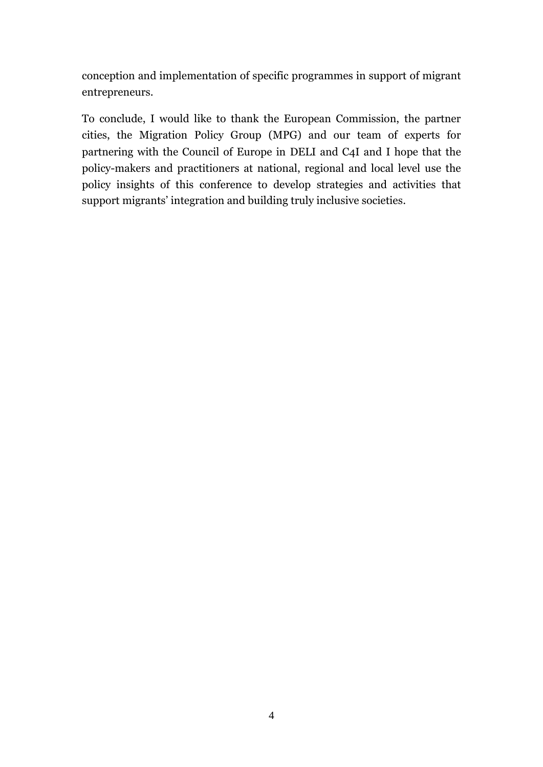conception and implementation of specific programmes in support of migrant entrepreneurs.

To conclude, I would like to thank the European Commission, the partner cities, the Migration Policy Group (MPG) and our team of experts for partnering with the Council of Europe in DELI and C4I and I hope that the policy-makers and practitioners at national, regional and local level use the policy insights of this conference to develop strategies and activities that support migrants' integration and building truly inclusive societies.